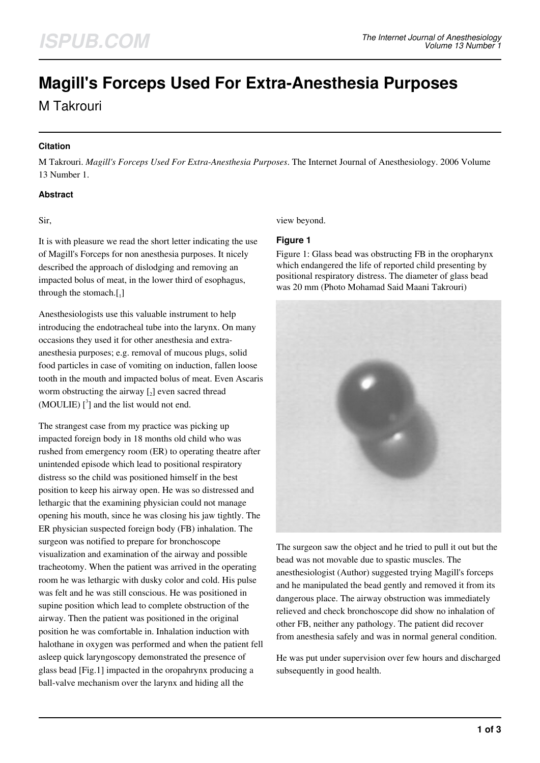# Magill's Forceps Used For Extra-Anesthesia Purposes

M Takrouri

### Citation

M Takrouri. *Magill's Forceps Used For Extra-Anesthesia Purposes*. The Internet Journal of Anesthesiology. 2006 Volume 13 Number 1.

### Abstract

Sir,

It is with pleasure we read the short letter indicating the use of Magill's Forceps for non anesthesia purposes. It nicely described the approach of dislodging and removing an impacted bolus of meat, in the lower third of esophagus, through the stomach.[1]

Anesthesiologists use this valuable instrument to help introducing the endotracheal tube into the larynx. On many occasions they used it for other anesthesia and extra-anesthesia purposes; e.g. removal of mucous plugs, solid food particles in case of vomiting on induction, fallen loose tooth in the mouth and impacted bolus of meat. Even Ascaris worm obstructing the airway [2] even sacred thread (MOULIE) [3] and the list would not end.

The strangest case from my practice was picking up impacted foreign body in 18 months old child who was rushed from emergency room (ER) to operating theatre after unintended episode which lead to positional respiratory distress so the child was positioned himself in the best position to keep his airway open. He was so distressed and lethargic that the examining physician could not manage opening his mouth, since he was closing his jaw tightly. The ER physician suspected foreign body (FB) inhalation. The surgeon was notified to prepare for bronchoscope visualization and examination of the airway and possible tracheotomy. When the patient was arrived in the operating room he was lethargic with dusky color and cold. His pulse was felt and he was still conscious. He was positioned in supine position which lead to complete obstruction of the airway. Then the patient was positioned in the original position he was comfortable in. Inhalation induction with halothane in oxygen was performed and when the patient fell asleep quick laryngoscopy demonstrated the presence of glass bead [Fig.1] impacted in the oropahrynx producing a ball-valve mechanism over the larynx and hiding all the view beyond.

#### Figure 1

Figure 1: Glass bead was obstructing FB in the oropharynx which endangered the life of reported child presenting by positional respiratory distress. The diameter of glass bead was 20 mm (Photo Mohamad Said Maani Takrouri)

The surgeon saw the object and he tried to pull it out but the bead was not movable due to spastic muscles. The anesthesiologist (Author) suggested trying Magill's forceps and he manipulated the bead gently and removed it from its dangerous place. The airway obstruction was immediately relieved and check bronchoscope did show no inhalation of other FB, neither any pathology. The patient did recover from anesthesia safely and was in normal general condition.

He was put under supervision over few hours and discharged subsequently in good health.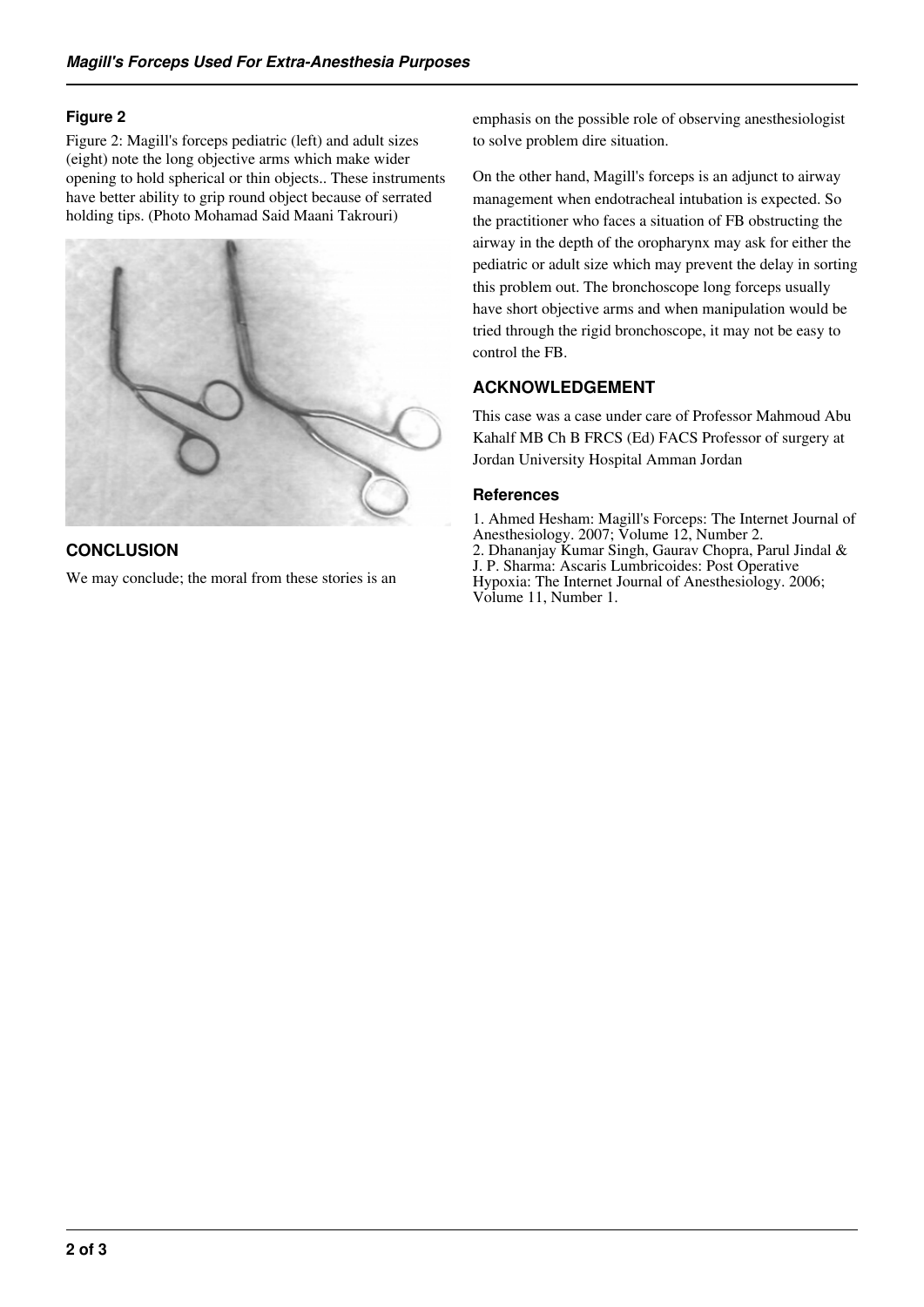### Figure 2

Figure 2: Magill's forceps pediatric (left) and adult sizes (eight) note the long objective arms which make wider opening to hold spherical or thin objects.. These instruments have better ability to grip round object because of serrated holding tips. (Photo Mohamad Said Maani Takrouri)

## CONCLUSION

We may conclude; the moral from these stories is an emphasis on the possible role of observing anesthesiologist to solve problem dire situation.

On the other hand, Magill's forceps is an adjunct to airway management when endotracheal intubation is expected. So the practitioner who faces a situation of FB obstructing the airway in the depth of the oropharynx may ask for either the pediatric or adult size which may prevent the delay in sorting this problem out. The bronchoscope long forceps usually have short objective arms and when manipulation would be tried through the rigid bronchoscope, it may not be easy to control the FB.

## ACKNOWLEDGEMENT

This case was a case under care of Professor Mahmoud Abu Kahalf MB Ch B FRCS (Ed) FACS Professor of surgery at Jordan University Hospital Amman Jordan

### References

1. Ahmed Hesham: Magill's Forceps: The Internet Journal of Anesthesiology. 2007; Volume 12, Number 2.
2. Dhananjay Kumar Singh, Gaurav Chopra, Parul Jindal & J. P. Sharma: Ascaris Lumbricoides: Post Operative Hypoxia: The Internet Journal of Anesthesiology. 2006; Volume 11, Number 1.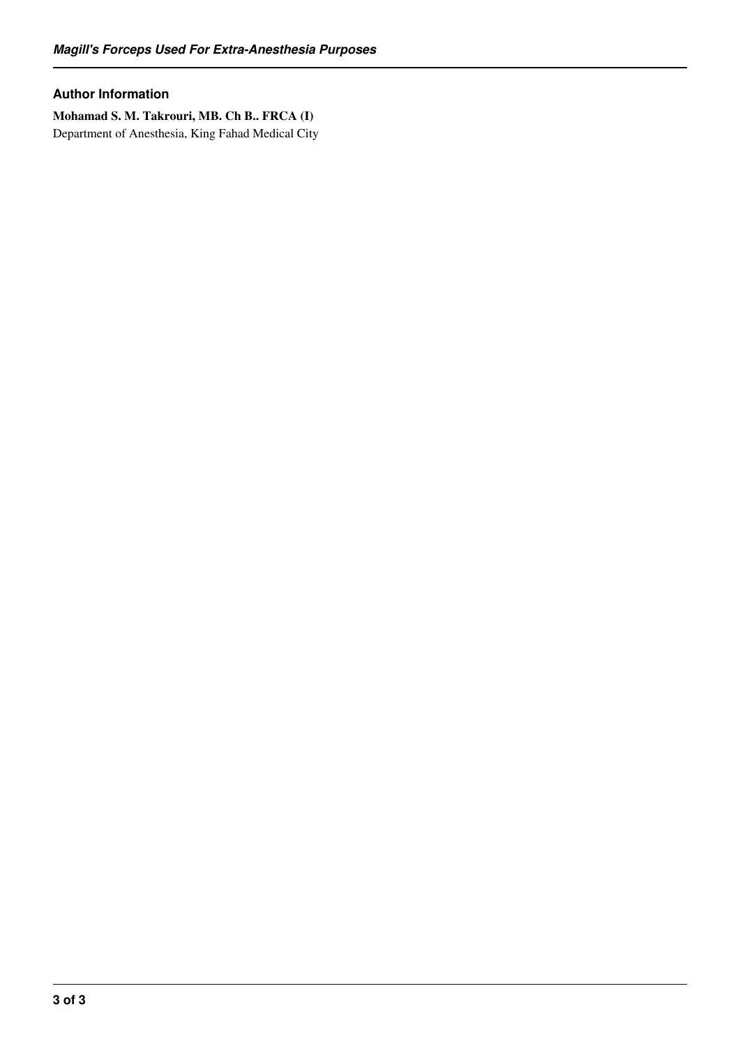## Author Information

**Mohamad S. M. Takrouri, MB. Ch B.. FRCA (I)**
Department of Anesthesia, King Fahad Medical City